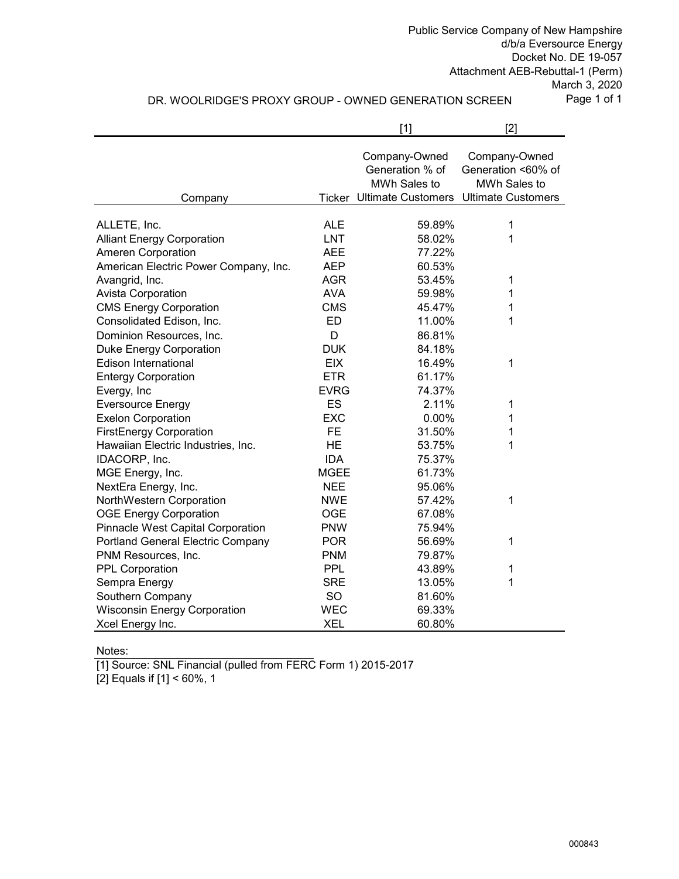Public Service Company of New Hampshire
d/b/a Eversource Energy
Docket No. DE 19-057
Attachment AEB-Rebuttal-1 (Perm)
March 3, 2020

# DR. WOOLRIDGE'S PROXY GROUP - OWNED GENERATION SCREEN

| | | [1] | [2] |
|---|---|---|---|
| Company | Ticker | Company-Owned Generation % of MWh Sales to Ultimate Customers | Company-Owned Generation <60% of MWh Sales to Ultimate Customers |
| ALLETE, Inc. | ALE | 59.89% | 1 |
| Alliant Energy Corporation | LNT | 58.02% | 1 |
| Ameren Corporation | AEE | 77.22% | |
| American Electric Power Company, Inc. | AEP | 60.53% | |
| Avangrid, Inc. | AGR | 53.45% | 1 |
| Avista Corporation | AVA | 59.98% | 1 |
| CMS Energy Corporation | CMS | 45.47% | 1 |
| Consolidated Edison, Inc. | ED | 11.00% | 1 |
| Dominion Resources, Inc. | D | 86.81% | |
| Duke Energy Corporation | DUK | 84.18% | |
| Edison International | EIX | 16.49% | 1 |
| Entergy Corporation | ETR | 61.17% | |
| Evergy, Inc | EVRG | 74.37% | |
| Eversource Energy | ES | 2.11% | 1 |
| Exelon Corporation | EXC | 0.00% | 1 |
| FirstEnergy Corporation | FE | 31.50% | 1 |
| Hawaiian Electric Industries, Inc. | HE | 53.75% | 1 |
| IDACORP, Inc. | IDA | 75.37% | |
| MGE Energy, Inc. | MGEE | 61.73% | |
| NextEra Energy, Inc. | NEE | 95.06% | |
| NorthWestern Corporation | NWE | 57.42% | 1 |
| OGE Energy Corporation | OGE | 67.08% | |
| Pinnacle West Capital Corporation | PNW | 75.94% | |
| Portland General Electric Company | POR | 56.69% | 1 |
| PNM Resources, Inc. | PNM | 79.87% | |
| PPL Corporation | PPL | 43.89% | 1 |
| Sempra Energy | SRE | 13.05% | 1 |
| Southern Company | SO | 81.60% | |
| Wisconsin Energy Corporation | WEC | 69.33% | |
| Xcel Energy Inc. | XEL | 60.80% | |

Notes:

[1] Source: SNL Financial (pulled from FERC Form 1) 2015-2017

[2] Equals if [1] < 60%, 1

000843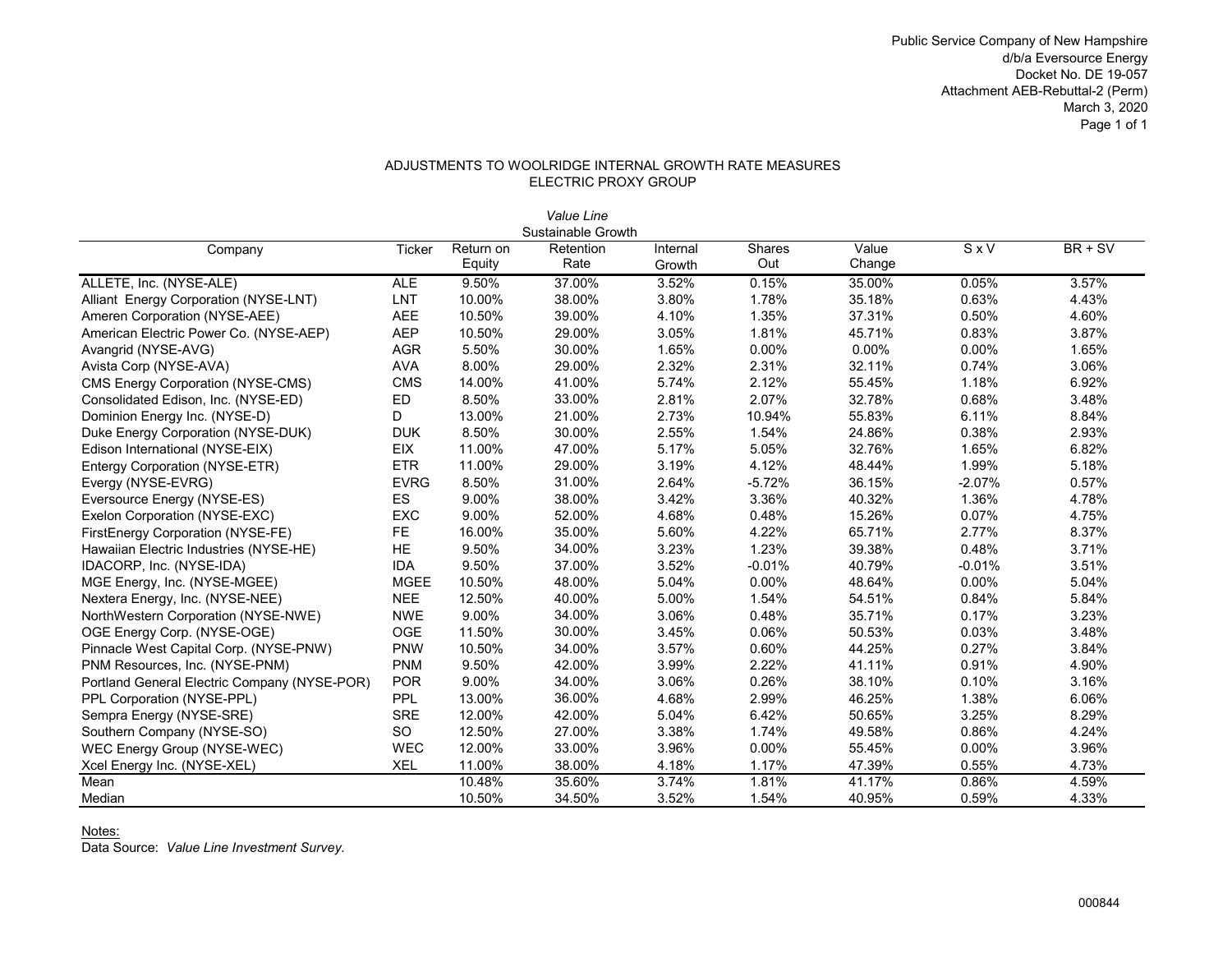Public Service Company of New Hampshire
d/b/a Eversource Energy
Docket No. DE 19-057
Attachment AEB-Rebuttal-2 (Perm)
March 3, 2020

## ADJUSTMENTS TO WOOLRIDGE INTERNAL GROWTH RATE MEASURES
## ELECTRIC PROXY GROUP

| | | *Value Line* Sustainable Growth | | | | | | |
|---|---|---|---|---|---|---|---|---|
| Company | Ticker | Return on Equity | Retention Rate | Internal Growth | Shares Out | Value Change | S x V | BR + SV |
| ALLETE, Inc. (NYSE-ALE) | ALE | 9.50% | 37.00% | 3.52% | 0.15% | 35.00% | 0.05% | 3.57% |
| Alliant Energy Corporation (NYSE-LNT) | LNT | 10.00% | 38.00% | 3.80% | 1.78% | 35.18% | 0.63% | 4.43% |
| Ameren Corporation (NYSE-AEE) | AEE | 10.50% | 39.00% | 4.10% | 1.35% | 37.31% | 0.50% | 4.60% |
| American Electric Power Co. (NYSE-AEP) | AEP | 10.50% | 29.00% | 3.05% | 1.81% | 45.71% | 0.83% | 3.87% |
| Avangrid (NYSE-AVG) | AGR | 5.50% | 30.00% | 1.65% | 0.00% | 0.00% | 0.00% | 1.65% |
| Avista Corp (NYSE-AVA) | AVA | 8.00% | 29.00% | 2.32% | 2.31% | 32.11% | 0.74% | 3.06% |
| CMS Energy Corporation (NYSE-CMS) | CMS | 14.00% | 41.00% | 5.74% | 2.12% | 55.45% | 1.18% | 6.92% |
| Consolidated Edison, Inc. (NYSE-ED) | ED | 8.50% | 33.00% | 2.81% | 2.07% | 32.78% | 0.68% | 3.48% |
| Dominion Energy Inc. (NYSE-D) | D | 13.00% | 21.00% | 2.73% | 10.94% | 55.83% | 6.11% | 8.84% |
| Duke Energy Corporation (NYSE-DUK) | DUK | 8.50% | 30.00% | 2.55% | 1.54% | 24.86% | 0.38% | 2.93% |
| Edison International (NYSE-EIX) | EIX | 11.00% | 47.00% | 5.17% | 5.05% | 32.76% | 1.65% | 6.82% |
| Entergy Corporation (NYSE-ETR) | ETR | 11.00% | 29.00% | 3.19% | 4.12% | 48.44% | 1.99% | 5.18% |
| Evergy (NYSE-EVRG) | EVRG | 8.50% | 31.00% | 2.64% | -5.72% | 36.15% | -2.07% | 0.57% |
| Eversource Energy (NYSE-ES) | ES | 9.00% | 38.00% | 3.42% | 3.36% | 40.32% | 1.36% | 4.78% |
| Exelon Corporation (NYSE-EXC) | EXC | 9.00% | 52.00% | 4.68% | 0.48% | 15.26% | 0.07% | 4.75% |
| FirstEnergy Corporation (NYSE-FE) | FE | 16.00% | 35.00% | 5.60% | 4.22% | 65.71% | 2.77% | 8.37% |
| Hawaiian Electric Industries (NYSE-HE) | HE | 9.50% | 34.00% | 3.23% | 1.23% | 39.38% | 0.48% | 3.71% |
| IDACORP, Inc. (NYSE-IDA) | IDA | 9.50% | 37.00% | 3.52% | -0.01% | 40.79% | -0.01% | 3.51% |
| MGE Energy, Inc. (NYSE-MGEE) | MGEE | 10.50% | 48.00% | 5.04% | 0.00% | 48.64% | 0.00% | 5.04% |
| Nextera Energy, Inc. (NYSE-NEE) | NEE | 12.50% | 40.00% | 5.00% | 1.54% | 54.51% | 0.84% | 5.84% |
| NorthWestern Corporation (NYSE-NWE) | NWE | 9.00% | 34.00% | 3.06% | 0.48% | 35.71% | 0.17% | 3.23% |
| OGE Energy Corp. (NYSE-OGE) | OGE | 11.50% | 30.00% | 3.45% | 0.06% | 50.53% | 0.03% | 3.48% |
| Pinnacle West Capital Corp. (NYSE-PNW) | PNW | 10.50% | 34.00% | 3.57% | 0.60% | 44.25% | 0.27% | 3.84% |
| PNM Resources, Inc. (NYSE-PNM) | PNM | 9.50% | 42.00% | 3.99% | 2.22% | 41.11% | 0.91% | 4.90% |
| Portland General Electric Company (NYSE-POR) | POR | 9.00% | 34.00% | 3.06% | 0.26% | 38.10% | 0.10% | 3.16% |
| PPL Corporation (NYSE-PPL) | PPL | 13.00% | 36.00% | 4.68% | 2.99% | 46.25% | 1.38% | 6.06% |
| Sempra Energy (NYSE-SRE) | SRE | 12.00% | 42.00% | 5.04% | 6.42% | 50.65% | 3.25% | 8.29% |
| Southern Company (NYSE-SO) | SO | 12.50% | 27.00% | 3.38% | 1.74% | 49.58% | 0.86% | 4.24% |
| WEC Energy Group (NYSE-WEC) | WEC | 12.00% | 33.00% | 3.96% | 0.00% | 55.45% | 0.00% | 3.96% |
| Xcel Energy Inc. (NYSE-XEL) | XEL | 11.00% | 38.00% | 4.18% | 1.17% | 47.39% | 0.55% | 4.73% |
| Mean | | 10.48% | 35.60% | 3.74% | 1.81% | 41.17% | 0.86% | 4.59% |
| Median | | 10.50% | 34.50% | 3.52% | 1.54% | 40.95% | 0.59% | 4.33% |

Notes:
Data Source: *Value Line Investment Survey.*

000844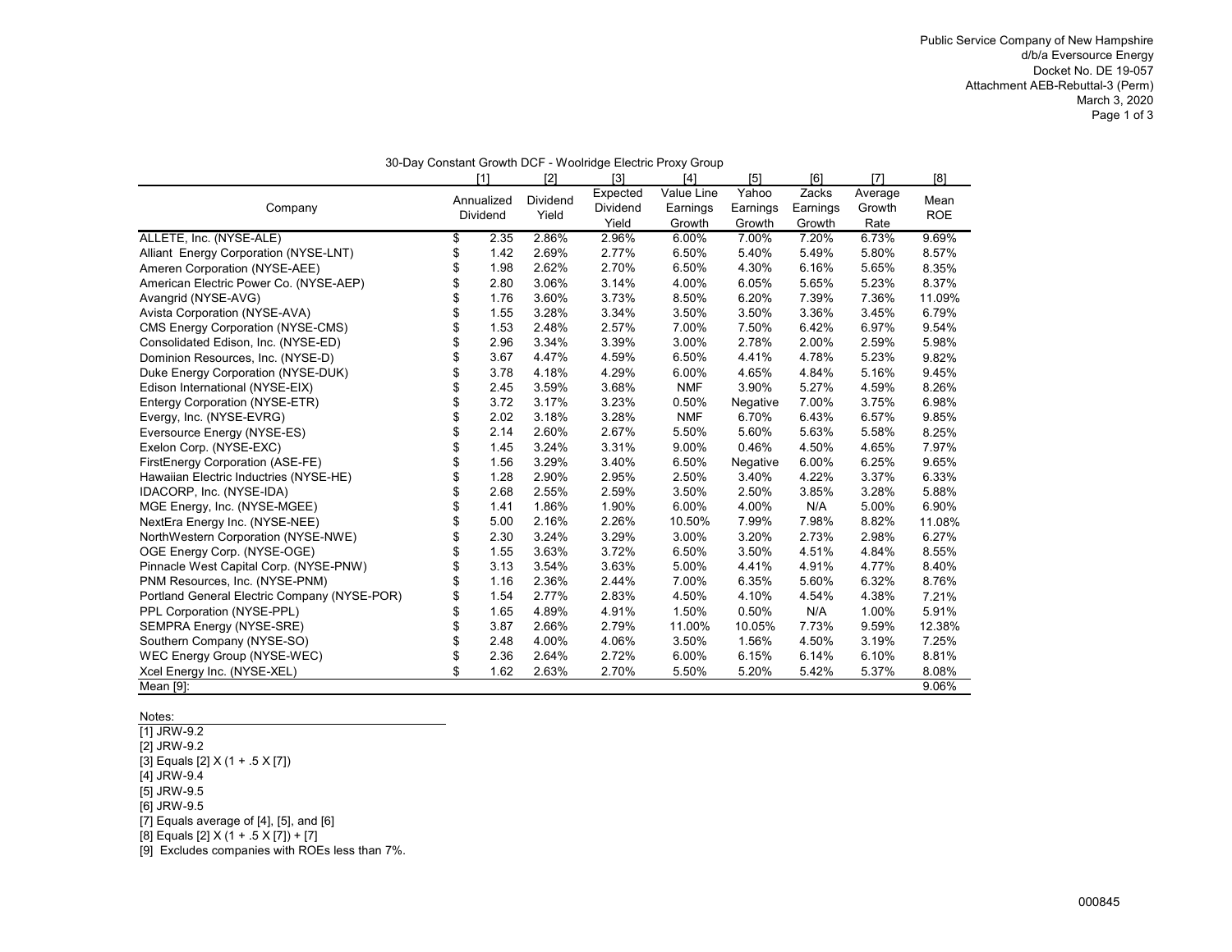Public Service Company of New Hampshire
d/b/a Eversource Energy
Docket No. DE 19-057
Attachment AEB-Rebuttal-3 (Perm)
March 3, 2020

30-Day Constant Growth DCF - Woolridge Electric Proxy Group

| Company | [1] Annualized Dividend | [2] Dividend Yield | [3] Expected Dividend Yield | [4] Value Line Earnings Growth | [5] Yahoo Earnings Growth | [6] Zacks Earnings Growth | [7] Average Growth Rate | [8] Mean ROE |
|---|---|---|---|---|---|---|---|---|
| ALLETE, Inc. (NYSE-ALE) | $ 2.35 | 2.86% | 2.96% | 6.00% | 7.00% | 7.20% | 6.73% | 9.69% |
| Alliant Energy Corporation (NYSE-LNT) | $ 1.42 | 2.69% | 2.77% | 6.50% | 5.40% | 5.49% | 5.80% | 8.57% |
| Ameren Corporation (NYSE-AEE) | $ 1.98 | 2.62% | 2.70% | 6.50% | 4.30% | 6.16% | 5.65% | 8.35% |
| American Electric Power Co. (NYSE-AEP) | $ 2.80 | 3.06% | 3.14% | 4.00% | 6.05% | 5.65% | 5.23% | 8.37% |
| Avangrid (NYSE-AVG) | $ 1.76 | 3.60% | 3.73% | 8.50% | 6.20% | 7.39% | 7.36% | 11.09% |
| Avista Corporation (NYSE-AVA) | $ 1.55 | 3.28% | 3.34% | 3.50% | 3.50% | 3.36% | 3.45% | 6.79% |
| CMS Energy Corporation (NYSE-CMS) | $ 1.53 | 2.48% | 2.57% | 7.00% | 7.50% | 6.42% | 6.97% | 9.54% |
| Consolidated Edison, Inc. (NYSE-ED) | $ 2.96 | 3.34% | 3.39% | 3.00% | 2.78% | 2.00% | 2.59% | 5.98% |
| Dominion Resources, Inc. (NYSE-D) | $ 3.67 | 4.47% | 4.59% | 6.50% | 4.41% | 4.78% | 5.23% | 9.82% |
| Duke Energy Corporation (NYSE-DUK) | $ 3.78 | 4.18% | 4.29% | 6.00% | 4.65% | 4.84% | 5.16% | 9.45% |
| Edison International (NYSE-EIX) | $ 2.45 | 3.59% | 3.68% | NMF | 3.90% | 5.27% | 4.59% | 8.26% |
| Entergy Corporation (NYSE-ETR) | $ 3.72 | 3.17% | 3.23% | 0.50% | Negative | 7.00% | 3.75% | 6.98% |
| Evergy, Inc. (NYSE-EVRG) | $ 2.02 | 3.18% | 3.28% | NMF | 6.70% | 6.43% | 6.57% | 9.85% |
| Eversource Energy (NYSE-ES) | $ 2.14 | 2.60% | 2.67% | 5.50% | 5.60% | 5.63% | 5.58% | 8.25% |
| Exelon Corp. (NYSE-EXC) | $ 1.45 | 3.24% | 3.31% | 9.00% | 0.46% | 4.50% | 4.65% | 7.97% |
| FirstEnergy Corporation (ASE-FE) | $ 1.56 | 3.29% | 3.40% | 6.50% | Negative | 6.00% | 6.25% | 9.65% |
| Hawaiian Electric Inductries (NYSE-HE) | $ 1.28 | 2.90% | 2.95% | 2.50% | 3.40% | 4.22% | 3.37% | 6.33% |
| IDACORP, Inc. (NYSE-IDA) | $ 2.68 | 2.55% | 2.59% | 3.50% | 2.50% | 3.85% | 3.28% | 5.88% |
| MGE Energy, Inc. (NYSE-MGEE) | $ 1.41 | 1.86% | 1.90% | 6.00% | 4.00% | N/A | 5.00% | 6.90% |
| NextEra Energy Inc. (NYSE-NEE) | $ 5.00 | 2.16% | 2.26% | 10.50% | 7.99% | 7.98% | 8.82% | 11.08% |
| NorthWestern Corporation (NYSE-NWE) | $ 2.30 | 3.24% | 3.29% | 3.00% | 3.20% | 2.73% | 2.98% | 6.27% |
| OGE Energy Corp. (NYSE-OGE) | $ 1.55 | 3.63% | 3.72% | 6.50% | 3.50% | 4.51% | 4.84% | 8.55% |
| Pinnacle West Capital Corp. (NYSE-PNW) | $ 3.13 | 3.54% | 3.63% | 5.00% | 4.41% | 4.91% | 4.77% | 8.40% |
| PNM Resources, Inc. (NYSE-PNM) | $ 1.16 | 2.36% | 2.44% | 7.00% | 6.35% | 5.60% | 6.32% | 8.76% |
| Portland General Electric Company (NYSE-POR) | $ 1.54 | 2.77% | 2.83% | 4.50% | 4.10% | 4.54% | 4.38% | 7.21% |
| PPL Corporation (NYSE-PPL) | $ 1.65 | 4.89% | 4.91% | 1.50% | 0.50% | N/A | 1.00% | 5.91% |
| SEMPRA Energy (NYSE-SRE) | $ 3.87 | 2.66% | 2.79% | 11.00% | 10.05% | 7.73% | 9.59% | 12.38% |
| Southern Company (NYSE-SO) | $ 2.48 | 4.00% | 4.06% | 3.50% | 1.56% | 4.50% | 3.19% | 7.25% |
| WEC Energy Group (NYSE-WEC) | $ 2.36 | 2.64% | 2.72% | 6.00% | 6.15% | 6.14% | 6.10% | 8.81% |
| Xcel Energy Inc. (NYSE-XEL) | $ 1.62 | 2.63% | 2.70% | 5.50% | 5.20% | 5.42% | 5.37% | 8.08% |
| Mean [9]: | | | | | | | | 9.06% |

Notes:
[1] JRW-9.2
[2] JRW-9.2
[3] Equals [2] X (1 + .5 X [7])
[4] JRW-9.4
[5] JRW-9.5
[6] JRW-9.5
[7] Equals average of [4], [5], and [6]
[8] Equals [2] X (1 + .5 X [7]) + [7]
[9] Excludes companies with ROEs less than 7%.

000845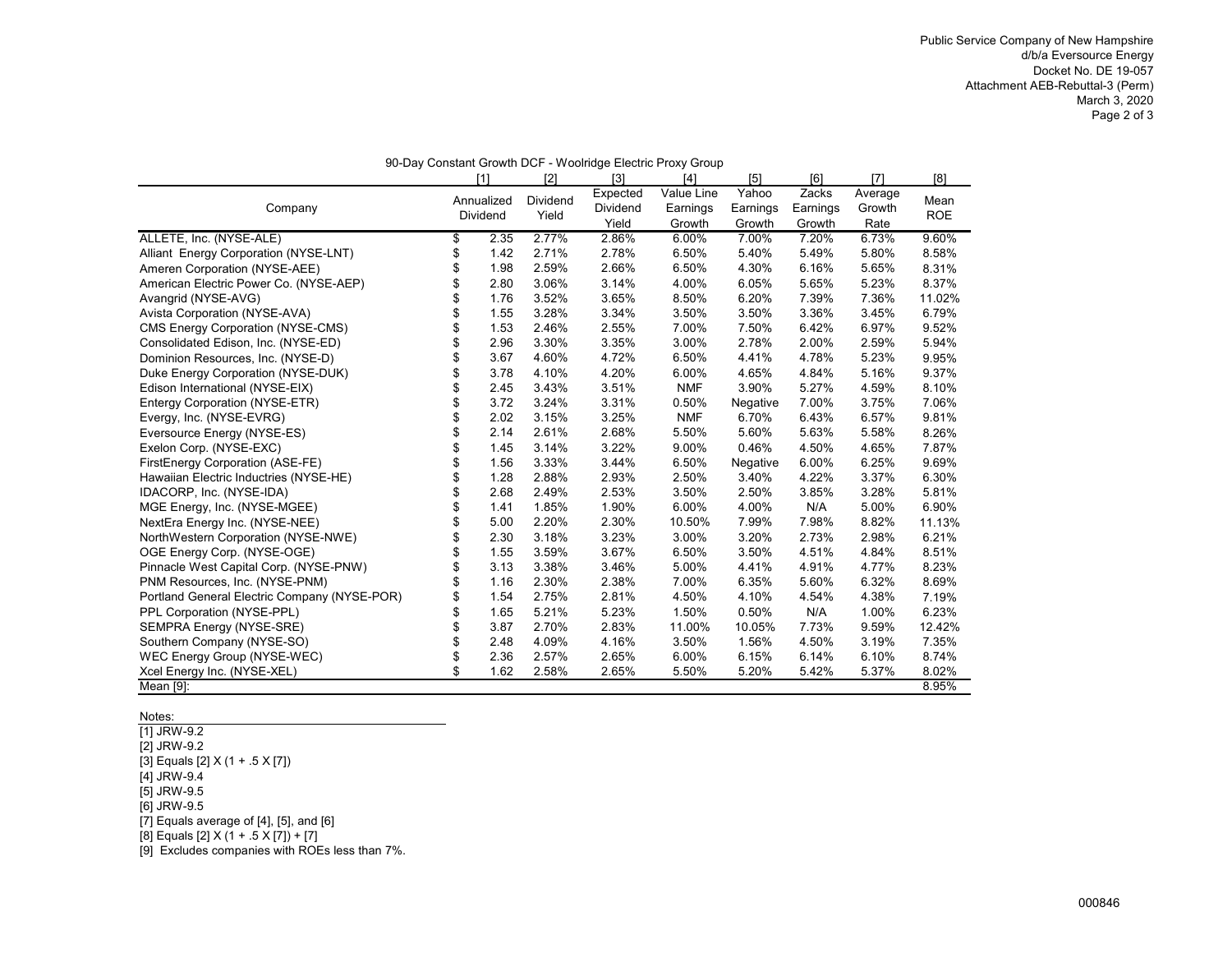Public Service Company of New Hampshire
d/b/a Eversource Energy
Docket No. DE 19-057
Attachment AEB-Rebuttal-3 (Perm)
March 3, 2020

90-Day Constant Growth DCF - Woolridge Electric Proxy Group

| Company | [1] Annualized Dividend | [2] Dividend Yield | [3] Expected Dividend Yield | [4] Value Line Earnings Growth | [5] Yahoo Earnings Growth | [6] Zacks Earnings Growth | [7] Average Growth Rate | [8] Mean ROE |
|---|---|---|---|---|---|---|---|---|
| ALLETE, Inc. (NYSE-ALE) | $ 2.35 | 2.77% | 2.86% | 6.00% | 7.00% | 7.20% | 6.73% | 9.60% |
| Alliant Energy Corporation (NYSE-LNT) | $ 1.42 | 2.71% | 2.78% | 6.50% | 5.40% | 5.49% | 5.80% | 8.58% |
| Ameren Corporation (NYSE-AEE) | $ 1.98 | 2.59% | 2.66% | 6.50% | 4.30% | 6.16% | 5.65% | 8.31% |
| American Electric Power Co. (NYSE-AEP) | $ 2.80 | 3.06% | 3.14% | 4.00% | 6.05% | 5.65% | 5.23% | 8.37% |
| Avangrid (NYSE-AVG) | $ 1.76 | 3.52% | 3.65% | 8.50% | 6.20% | 7.39% | 7.36% | 11.02% |
| Avista Corporation (NYSE-AVA) | $ 1.55 | 3.28% | 3.34% | 3.50% | 3.50% | 3.36% | 3.45% | 6.79% |
| CMS Energy Corporation (NYSE-CMS) | $ 1.53 | 2.46% | 2.55% | 7.00% | 7.50% | 6.42% | 6.97% | 9.52% |
| Consolidated Edison, Inc. (NYSE-ED) | $ 2.96 | 3.30% | 3.35% | 3.00% | 2.78% | 2.00% | 2.59% | 5.94% |
| Dominion Resources, Inc. (NYSE-D) | $ 3.67 | 4.60% | 4.72% | 6.50% | 4.41% | 4.78% | 5.23% | 9.95% |
| Duke Energy Corporation (NYSE-DUK) | $ 3.78 | 4.10% | 4.20% | 6.00% | 4.65% | 4.84% | 5.16% | 9.37% |
| Edison International (NYSE-EIX) | $ 2.45 | 3.43% | 3.51% | NMF | 3.90% | 5.27% | 4.59% | 8.10% |
| Entergy Corporation (NYSE-ETR) | $ 3.72 | 3.24% | 3.31% | 0.50% | Negative | 7.00% | 3.75% | 7.06% |
| Evergy, Inc. (NYSE-EVRG) | $ 2.02 | 3.15% | 3.25% | NMF | 6.70% | 6.43% | 6.57% | 9.81% |
| Eversource Energy (NYSE-ES) | $ 2.14 | 2.61% | 2.68% | 5.50% | 5.60% | 5.63% | 5.58% | 8.26% |
| Exelon Corp. (NYSE-EXC) | $ 1.45 | 3.14% | 3.22% | 9.00% | 0.46% | 4.50% | 4.65% | 7.87% |
| FirstEnergy Corporation (ASE-FE) | $ 1.56 | 3.33% | 3.44% | 6.50% | Negative | 6.00% | 6.25% | 9.69% |
| Hawaiian Electric Inductries (NYSE-HE) | $ 1.28 | 2.88% | 2.93% | 2.50% | 3.40% | 4.22% | 3.37% | 6.30% |
| IDACORP, Inc. (NYSE-IDA) | $ 2.68 | 2.49% | 2.53% | 3.50% | 2.50% | 3.85% | 3.28% | 5.81% |
| MGE Energy, Inc. (NYSE-MGEE) | $ 1.41 | 1.85% | 1.90% | 6.00% | 4.00% | N/A | 5.00% | 6.90% |
| NextEra Energy Inc. (NYSE-NEE) | $ 5.00 | 2.20% | 2.30% | 10.50% | 7.99% | 7.98% | 8.82% | 11.13% |
| NorthWestern Corporation (NYSE-NWE) | $ 2.30 | 3.18% | 3.23% | 3.00% | 3.20% | 2.73% | 2.98% | 6.21% |
| OGE Energy Corp. (NYSE-OGE) | $ 1.55 | 3.59% | 3.67% | 6.50% | 3.50% | 4.51% | 4.84% | 8.51% |
| Pinnacle West Capital Corp. (NYSE-PNW) | $ 3.13 | 3.38% | 3.46% | 5.00% | 4.41% | 4.91% | 4.77% | 8.23% |
| PNM Resources, Inc. (NYSE-PNM) | $ 1.16 | 2.30% | 2.38% | 7.00% | 6.35% | 5.60% | 6.32% | 8.69% |
| Portland General Electric Company (NYSE-POR) | $ 1.54 | 2.75% | 2.81% | 4.50% | 4.10% | 4.54% | 4.38% | 7.19% |
| PPL Corporation (NYSE-PPL) | $ 1.65 | 5.21% | 5.23% | 1.50% | 0.50% | N/A | 1.00% | 6.23% |
| SEMPRA Energy (NYSE-SRE) | $ 3.87 | 2.70% | 2.83% | 11.00% | 10.05% | 7.73% | 9.59% | 12.42% |
| Southern Company (NYSE-SO) | $ 2.48 | 4.09% | 4.16% | 3.50% | 1.56% | 4.50% | 3.19% | 7.35% |
| WEC Energy Group (NYSE-WEC) | $ 2.36 | 2.57% | 2.65% | 6.00% | 6.15% | 6.14% | 6.10% | 8.74% |
| Xcel Energy Inc. (NYSE-XEL) | $ 1.62 | 2.58% | 2.65% | 5.50% | 5.20% | 5.42% | 5.37% | 8.02% |
| Mean [9]: | | | | | | | | 8.95% |

Notes:

[1] JRW-9.2
[2] JRW-9.2
[3] Equals [2] X (1 + .5 X [7])
[4] JRW-9.4
[5] JRW-9.5
[6] JRW-9.5
[7] Equals average of [4], [5], and [6]
[8] Equals [2] X (1 + .5 X [7]) + [7]
[9] Excludes companies with ROEs less than 7%.

000846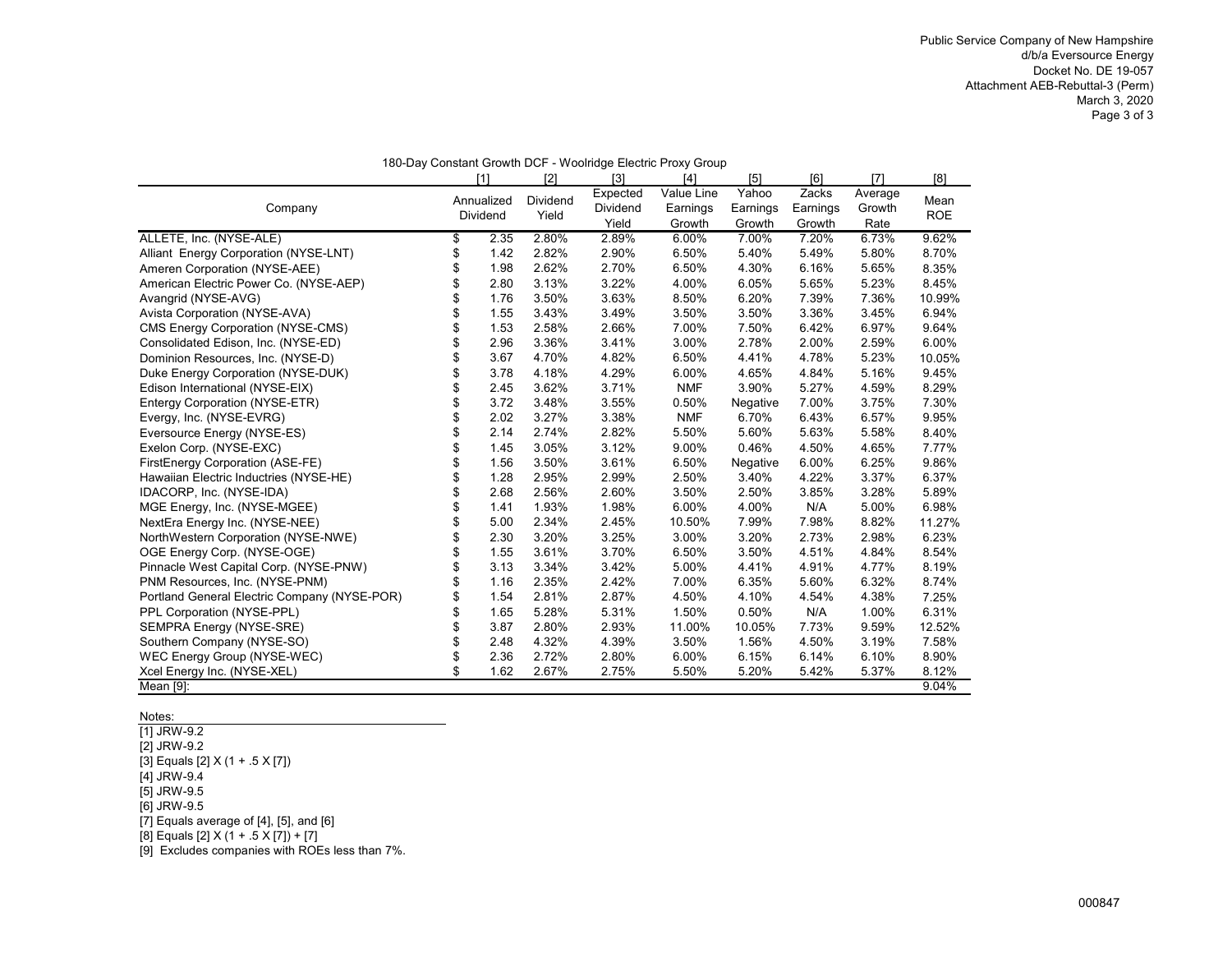180-Day Constant Growth DCF - Woolridge Electric Proxy Group

| Company | [1] Annualized Dividend | [2] Dividend Yield | [3] Expected Dividend Yield | [4] Value Line Earnings Growth | [5] Yahoo Earnings Growth | [6] Zacks Earnings Growth | [7] Average Growth Rate | [8] Mean ROE |
|---|---|---|---|---|---|---|---|---|
| ALLETE, Inc. (NYSE-ALE) | $ 2.35 | 2.80% | 2.89% | 6.00% | 7.00% | 7.20% | 6.73% | 9.62% |
| Alliant Energy Corporation (NYSE-LNT) | $ 1.42 | 2.82% | 2.90% | 6.50% | 5.40% | 5.49% | 5.80% | 8.70% |
| Ameren Corporation (NYSE-AEE) | $ 1.98 | 2.62% | 2.70% | 6.50% | 4.30% | 6.16% | 5.65% | 8.35% |
| American Electric Power Co. (NYSE-AEP) | $ 2.80 | 3.13% | 3.22% | 4.00% | 6.05% | 5.65% | 5.23% | 8.45% |
| Avangrid (NYSE-AVG) | $ 1.76 | 3.50% | 3.63% | 8.50% | 6.20% | 7.39% | 7.36% | 10.99% |
| Avista Corporation (NYSE-AVA) | $ 1.55 | 3.43% | 3.49% | 3.50% | 3.50% | 3.36% | 3.45% | 6.94% |
| CMS Energy Corporation (NYSE-CMS) | $ 1.53 | 2.58% | 2.66% | 7.00% | 7.50% | 6.42% | 6.97% | 9.64% |
| Consolidated Edison, Inc. (NYSE-ED) | $ 2.96 | 3.36% | 3.41% | 3.00% | 2.78% | 2.00% | 2.59% | 6.00% |
| Dominion Resources, Inc. (NYSE-D) | $ 3.67 | 4.70% | 4.82% | 6.50% | 4.41% | 4.78% | 5.23% | 10.05% |
| Duke Energy Corporation (NYSE-DUK) | $ 3.78 | 4.18% | 4.29% | 6.00% | 4.65% | 4.84% | 5.16% | 9.45% |
| Edison International (NYSE-EIX) | $ 2.45 | 3.62% | 3.71% | NMF | 3.90% | 5.27% | 4.59% | 8.29% |
| Entergy Corporation (NYSE-ETR) | $ 3.72 | 3.48% | 3.55% | 0.50% | Negative | 7.00% | 3.75% | 7.30% |
| Evergy, Inc. (NYSE-EVRG) | $ 2.02 | 3.27% | 3.38% | NMF | 6.70% | 6.43% | 6.57% | 9.95% |
| Eversource Energy (NYSE-ES) | $ 2.14 | 2.74% | 2.82% | 5.50% | 5.60% | 5.63% | 5.58% | 8.40% |
| Exelon Corp. (NYSE-EXC) | $ 1.45 | 3.05% | 3.12% | 9.00% | 0.46% | 4.50% | 4.65% | 7.77% |
| FirstEnergy Corporation (ASE-FE) | $ 1.56 | 3.50% | 3.61% | 6.50% | Negative | 6.00% | 6.25% | 9.86% |
| Hawaiian Electric Inductries (NYSE-HE) | $ 1.28 | 2.95% | 2.99% | 2.50% | 3.40% | 4.22% | 3.37% | 6.37% |
| IDACORP, Inc. (NYSE-IDA) | $ 2.68 | 2.56% | 2.60% | 3.50% | 2.50% | 3.85% | 3.28% | 5.89% |
| MGE Energy, Inc. (NYSE-MGEE) | $ 1.41 | 1.93% | 1.98% | 6.00% | 4.00% | N/A | 5.00% | 6.98% |
| NextEra Energy Inc. (NYSE-NEE) | $ 5.00 | 2.34% | 2.45% | 10.50% | 7.99% | 7.98% | 8.82% | 11.27% |
| NorthWestern Corporation (NYSE-NWE) | $ 2.30 | 3.20% | 3.25% | 3.00% | 3.20% | 2.73% | 2.98% | 6.23% |
| OGE Energy Corp. (NYSE-OGE) | $ 1.55 | 3.61% | 3.70% | 6.50% | 3.50% | 4.51% | 4.84% | 8.54% |
| Pinnacle West Capital Corp. (NYSE-PNW) | $ 3.13 | 3.34% | 3.42% | 5.00% | 4.41% | 4.91% | 4.77% | 8.19% |
| PNM Resources, Inc. (NYSE-PNM) | $ 1.16 | 2.35% | 2.42% | 7.00% | 6.35% | 5.60% | 6.32% | 8.74% |
| Portland General Electric Company (NYSE-POR) | $ 1.54 | 2.81% | 2.87% | 4.50% | 4.10% | 4.54% | 4.38% | 7.25% |
| PPL Corporation (NYSE-PPL) | $ 1.65 | 5.28% | 5.31% | 1.50% | 0.50% | N/A | 1.00% | 6.31% |
| SEMPRA Energy (NYSE-SRE) | $ 3.87 | 2.80% | 2.93% | 11.00% | 10.05% | 7.73% | 9.59% | 12.52% |
| Southern Company (NYSE-SO) | $ 2.48 | 4.32% | 4.39% | 3.50% | 1.56% | 4.50% | 3.19% | 7.58% |
| WEC Energy Group (NYSE-WEC) | $ 2.36 | 2.72% | 2.80% | 6.00% | 6.15% | 6.14% | 6.10% | 8.90% |
| Xcel Energy Inc. (NYSE-XEL) | $ 1.62 | 2.67% | 2.75% | 5.50% | 5.20% | 5.42% | 5.37% | 8.12% |
| Mean [9]: | | | | | | | | 9.04% |

Notes:

[1] JRW-9.2
[2] JRW-9.2
[3] Equals [2] X (1 + .5 X [7])
[4] JRW-9.4
[5] JRW-9.5
[6] JRW-9.5
[7] Equals average of [4], [5], and [6]
[8] Equals [2] X (1 + .5 X [7]) + [7]
[9] Excludes companies with ROEs less than 7%.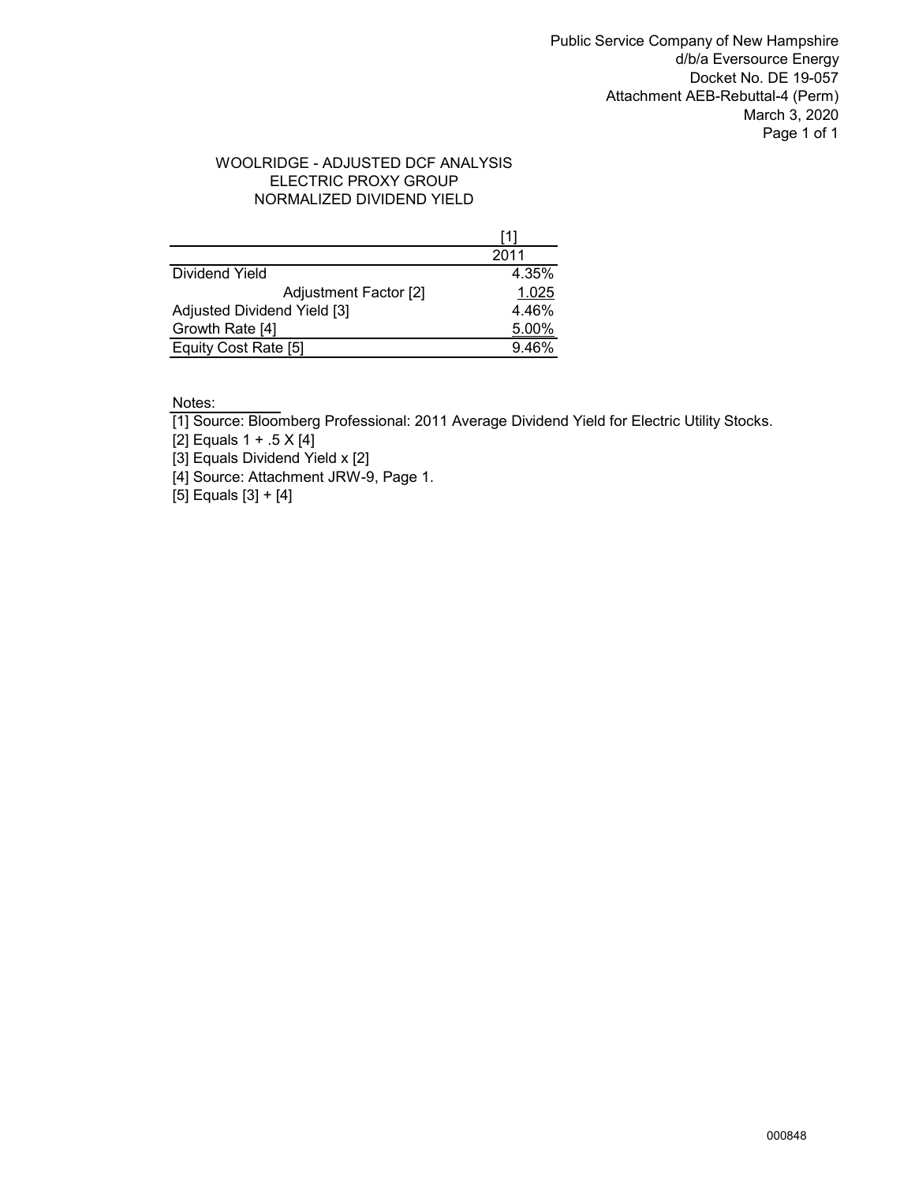Public Service Company of New Hampshire
d/b/a Eversource Energy
Docket No. DE 19-057
Attachment AEB-Rebuttal-4 (Perm)
March 3, 2020

# WOOLRIDGE - ADJUSTED DCF ANALYSIS
## ELECTRIC PROXY GROUP
## NORMALIZED DIVIDEND YIELD

| | [1] |
|---|---|
| | 2011 |
| Dividend Yield | 4.35% |
| Adjustment Factor [2] | 1.025 |
| Adjusted Dividend Yield [3] | 4.46% |
| Growth Rate [4] | 5.00% |
| Equity Cost Rate [5] | 9.46% |

Notes:

[1] Source: Bloomberg Professional: 2011 Average Dividend Yield for Electric Utility Stocks.
[2] Equals 1 + .5 X [4]
[3] Equals Dividend Yield x [2]
[4] Source: Attachment JRW-9, Page 1.
[5] Equals [3] + [4]

000848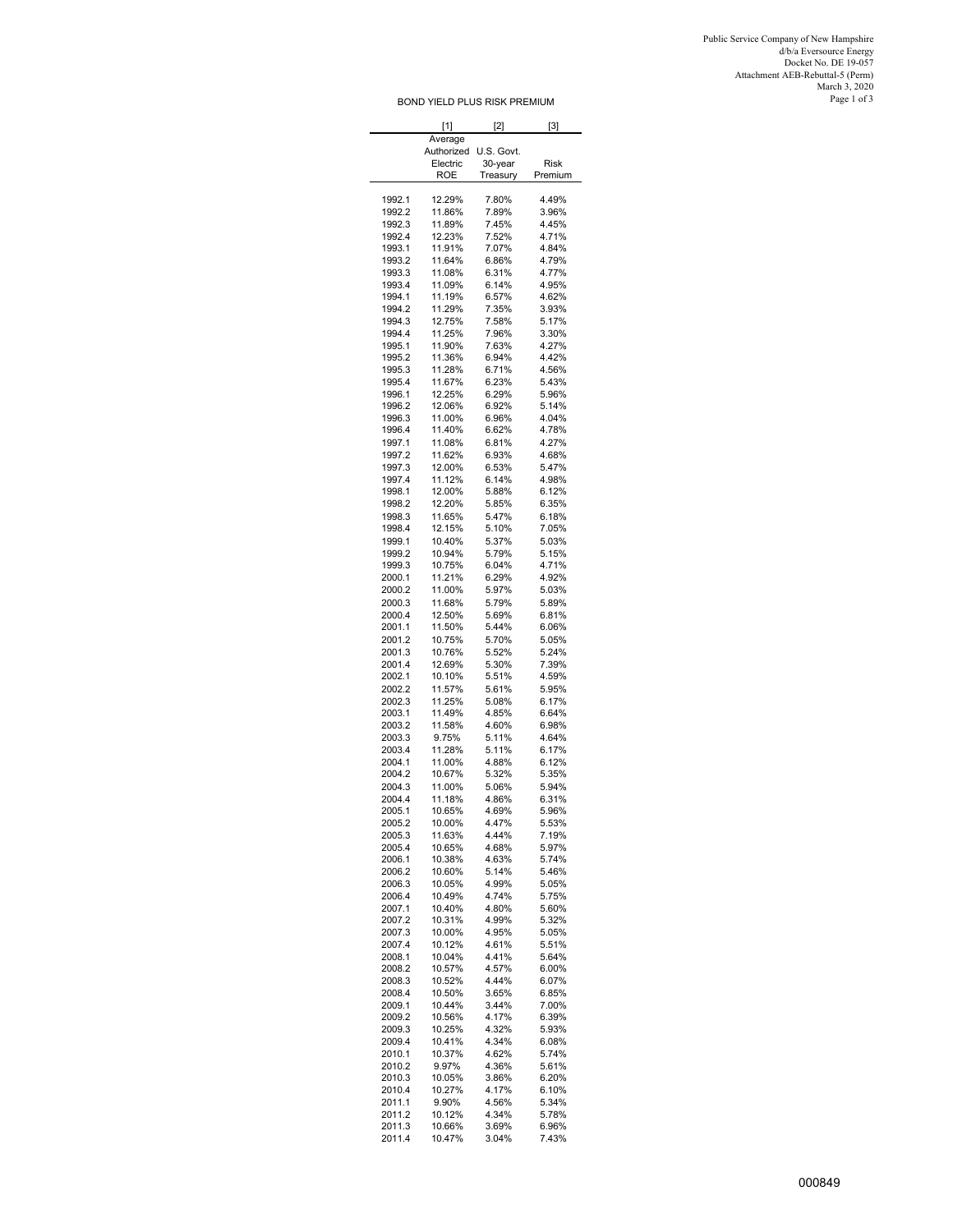Public Service Company of New Hampshire
d/b/a Eversource Energy
Docket No. DE 19-057
Attachment AEB-Rebuttal-5 (Perm)
March 3, 2020

## BOND YIELD PLUS RISK PREMIUM

| | [1] | [2] | [3] |
|---|---|---|---|
| | Average Authorized Electric ROE | U.S. Govt. 30-year Treasury | Risk Premium |
| 1992.1 | 12.29% | 7.80% | 4.49% |
| 1992.2 | 11.86% | 7.89% | 3.96% |
| 1992.3 | 11.89% | 7.45% | 4.45% |
| 1992.4 | 12.23% | 7.52% | 4.71% |
| 1993.1 | 11.91% | 7.07% | 4.84% |
| 1993.2 | 11.64% | 6.86% | 4.79% |
| 1993.3 | 11.08% | 6.31% | 4.77% |
| 1993.4 | 11.09% | 6.14% | 4.95% |
| 1994.1 | 11.19% | 6.57% | 4.62% |
| 1994.2 | 11.29% | 7.35% | 3.93% |
| 1994.3 | 12.75% | 7.58% | 5.17% |
| 1994.4 | 11.25% | 7.96% | 3.30% |
| 1995.1 | 11.90% | 7.63% | 4.27% |
| 1995.2 | 11.36% | 6.94% | 4.42% |
| 1995.3 | 11.28% | 6.71% | 4.56% |
| 1995.4 | 11.67% | 6.23% | 5.43% |
| 1996.1 | 12.25% | 6.29% | 5.96% |
| 1996.2 | 12.06% | 6.92% | 5.14% |
| 1996.3 | 11.00% | 6.96% | 4.04% |
| 1996.4 | 11.40% | 6.62% | 4.78% |
| 1997.1 | 11.08% | 6.81% | 4.27% |
| 1997.2 | 11.62% | 6.93% | 4.68% |
| 1997.3 | 12.00% | 6.53% | 5.47% |
| 1997.4 | 11.12% | 6.14% | 4.98% |
| 1998.1 | 12.00% | 5.88% | 6.12% |
| 1998.2 | 12.20% | 5.85% | 6.35% |
| 1998.3 | 11.65% | 5.47% | 6.18% |
| 1998.4 | 12.15% | 5.10% | 7.05% |
| 1999.1 | 10.40% | 5.37% | 5.03% |
| 1999.2 | 10.94% | 5.79% | 5.15% |
| 1999.3 | 10.75% | 6.04% | 4.71% |
| 2000.1 | 11.21% | 6.29% | 4.92% |
| 2000.2 | 11.00% | 5.97% | 5.03% |
| 2000.3 | 11.68% | 5.79% | 5.89% |
| 2000.4 | 12.50% | 5.69% | 6.81% |
| 2001.1 | 11.50% | 5.44% | 6.06% |
| 2001.2 | 10.75% | 5.70% | 5.05% |
| 2001.3 | 10.76% | 5.52% | 5.24% |
| 2001.4 | 12.69% | 5.30% | 7.39% |
| 2002.1 | 10.10% | 5.51% | 4.59% |
| 2002.2 | 11.57% | 5.61% | 5.95% |
| 2002.3 | 11.25% | 5.08% | 6.17% |
| 2003.1 | 11.49% | 4.85% | 6.64% |
| 2003.2 | 11.58% | 4.60% | 6.98% |
| 2003.3 | 9.75% | 5.11% | 4.64% |
| 2003.4 | 11.28% | 5.11% | 6.17% |
| 2004.1 | 11.00% | 4.88% | 6.12% |
| 2004.2 | 10.67% | 5.32% | 5.35% |
| 2004.3 | 11.00% | 5.06% | 5.94% |
| 2004.4 | 11.18% | 4.86% | 6.31% |
| 2005.1 | 10.65% | 4.69% | 5.96% |
| 2005.2 | 10.00% | 4.47% | 5.53% |
| 2005.3 | 11.63% | 4.44% | 7.19% |
| 2005.4 | 10.65% | 4.68% | 5.97% |
| 2006.1 | 10.38% | 4.63% | 5.74% |
| 2006.2 | 10.60% | 5.14% | 5.46% |
| 2006.3 | 10.05% | 4.99% | 5.05% |
| 2006.4 | 10.49% | 4.74% | 5.75% |
| 2007.1 | 10.40% | 4.80% | 5.60% |
| 2007.2 | 10.31% | 4.99% | 5.32% |
| 2007.3 | 10.00% | 4.95% | 5.05% |
| 2007.4 | 10.12% | 4.61% | 5.51% |
| 2008.1 | 10.04% | 4.41% | 5.64% |
| 2008.2 | 10.57% | 4.57% | 6.00% |
| 2008.3 | 10.52% | 4.44% | 6.07% |
| 2008.4 | 10.50% | 3.65% | 6.85% |
| 2009.1 | 10.44% | 3.44% | 7.00% |
| 2009.2 | 10.56% | 4.17% | 6.39% |
| 2009.3 | 10.25% | 4.32% | 5.93% |
| 2009.4 | 10.41% | 4.34% | 6.08% |
| 2010.1 | 10.37% | 4.62% | 5.74% |
| 2010.2 | 9.97% | 4.36% | 5.61% |
| 2010.3 | 10.05% | 3.86% | 6.20% |
| 2010.4 | 10.27% | 4.17% | 6.10% |
| 2011.1 | 9.90% | 4.56% | 5.34% |
| 2011.2 | 10.12% | 4.34% | 5.78% |
| 2011.3 | 10.66% | 3.69% | 6.96% |
| 2011.4 | 10.47% | 3.04% | 7.43% |

000849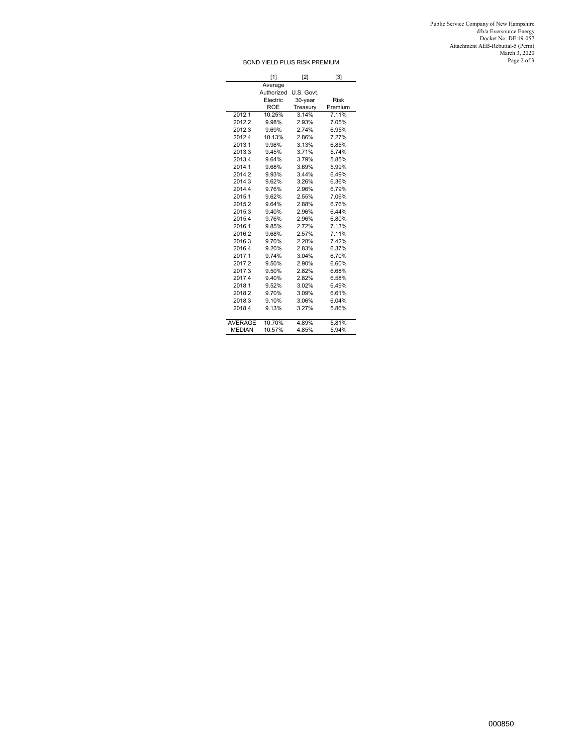Public Service Company of New Hampshire
d/b/a Eversource Energy
Docket No. DE 19-057
Attachment AEB-Rebuttal-5 (Perm)
March 3, 2020

## BOND YIELD PLUS RISK PREMIUM

| | [1] | [2] | [3] |
|---|---|---|---|
| | Average Authorized Electric ROE | U.S. Govt. 30-year Treasury | Risk Premium |
| 2012.1 | 10.25% | 3.14% | 7.11% |
| 2012.2 | 9.98% | 2.93% | 7.05% |
| 2012.3 | 9.69% | 2.74% | 6.95% |
| 2012.4 | 10.13% | 2.86% | 7.27% |
| 2013.1 | 9.98% | 3.13% | 6.85% |
| 2013.3 | 9.45% | 3.71% | 5.74% |
| 2013.4 | 9.64% | 3.79% | 5.85% |
| 2014.1 | 9.68% | 3.69% | 5.99% |
| 2014.2 | 9.93% | 3.44% | 6.49% |
| 2014.3 | 9.62% | 3.26% | 6.36% |
| 2014.4 | 9.76% | 2.96% | 6.79% |
| 2015.1 | 9.62% | 2.55% | 7.06% |
| 2015.2 | 9.64% | 2.88% | 6.76% |
| 2015.3 | 9.40% | 2.96% | 6.44% |
| 2015.4 | 9.76% | 2.96% | 6.80% |
| 2016.1 | 9.85% | 2.72% | 7.13% |
| 2016.2 | 9.68% | 2.57% | 7.11% |
| 2016.3 | 9.70% | 2.28% | 7.42% |
| 2016.4 | 9.20% | 2.83% | 6.37% |
| 2017.1 | 9.74% | 3.04% | 6.70% |
| 2017.2 | 9.50% | 2.90% | 6.60% |
| 2017.3 | 9.50% | 2.82% | 6.68% |
| 2017.4 | 9.40% | 2.82% | 6.58% |
| 2018.1 | 9.52% | 3.02% | 6.49% |
| 2018.2 | 9.70% | 3.09% | 6.61% |
| 2018.3 | 9.10% | 3.06% | 6.04% |
| 2018.4 | 9.13% | 3.27% | 5.86% |
| AVERAGE | 10.70% | 4.89% | 5.81% |
| MEDIAN | 10.57% | 4.85% | 5.94% |

000850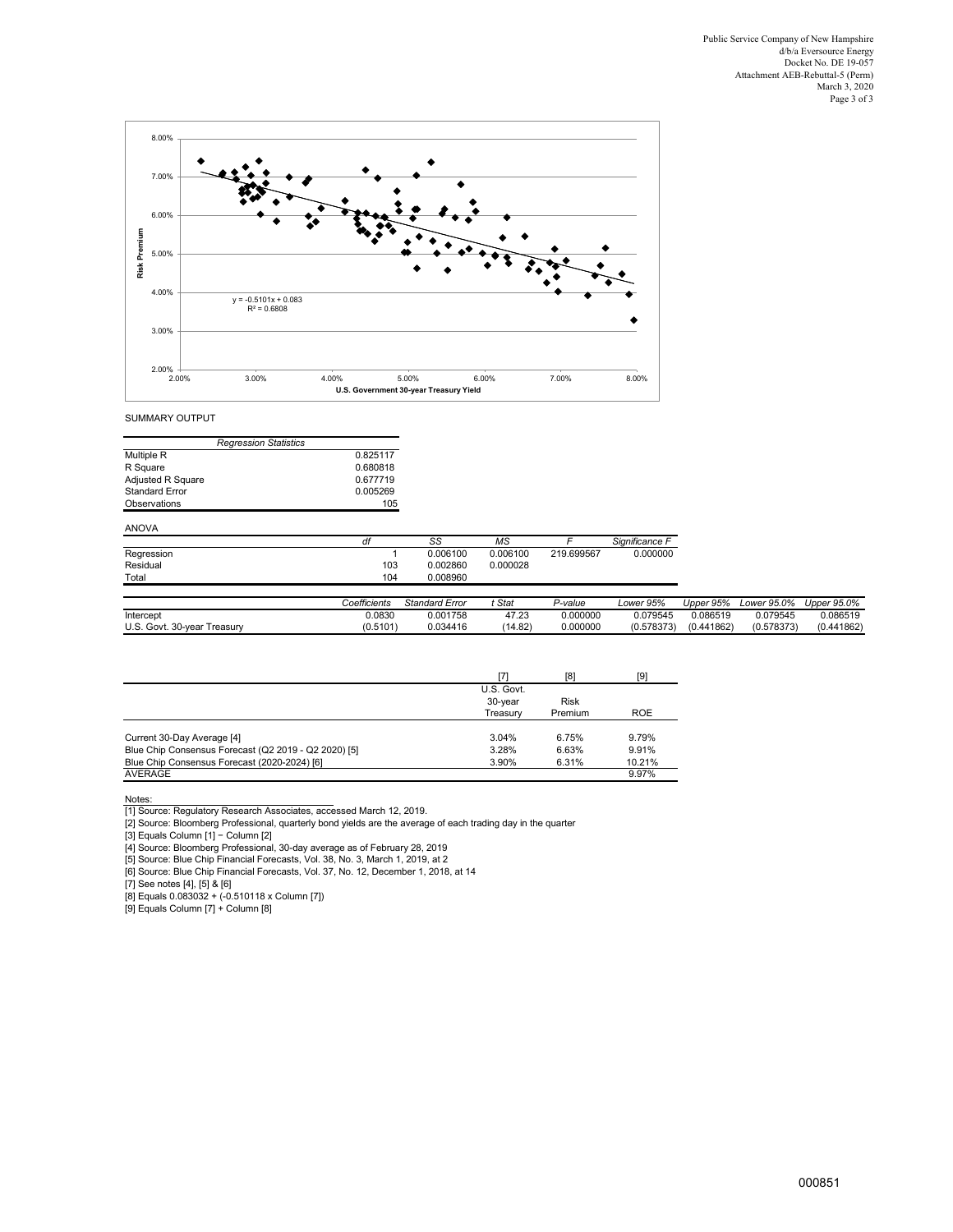SUMMARY OUTPUT

| *Regression Statistics* | |
|---|---|
| Multiple R | 0.825117 |
| R Square | 0.680818 |
| Adjusted R Square | 0.677719 |
| Standard Error | 0.005269 |
| Observations | 105 |

ANOVA

| | *df* | *SS* | *MS* | *F* | *Significance F* |
|---|---|---|---|---|---|
| Regression | 1 | 0.006100 | 0.006100 | 219.699567 | 0.000000 |
| Residual | 103 | 0.002860 | 0.000028 | | |
| Total | 104 | 0.008960 | | | |

| | *Coefficients* | *Standard Error* | *t Stat* | *P-value* | *Lower 95%* | *Upper 95%* | *Lower 95.0%* | *Upper 95.0%* |
|---|---|---|---|---|---|---|---|---|
| Intercept | 0.0830 | 0.001758 | 47.23 | 0.000000 | 0.079545 | 0.086519 | 0.079545 | 0.086519 |
| U.S. Govt. 30-year Treasury | (0.5101) | 0.034416 | (14.82) | 0.000000 | (0.578373) | (0.441862) | (0.578373) | (0.441862) |

| | [7] U.S. Govt. 30-year Treasury | [8] Risk Premium | [9] ROE |
|---|---|---|---|
| Current 30-Day Average [4] | 3.04% | 6.75% | 9.79% |
| Blue Chip Consensus Forecast (Q2 2019 - Q2 2020) [5] | 3.28% | 6.63% | 9.91% |
| Blue Chip Consensus Forecast (2020-2024) [6] | 3.90% | 6.31% | 10.21% |
| AVERAGE | | | 9.97% |

Notes:

[1] Source: Regulatory Research Associates, accessed March 12, 2019.

[2] Source: Bloomberg Professional, quarterly bond yields are the average of each trading day in the quarter

[3] Equals Column [1] − Column [2]

[4] Source: Bloomberg Professional, 30-day average as of February 28, 2019

[5] Source: Blue Chip Financial Forecasts, Vol. 38, No. 3, March 1, 2019, at 2

[6] Source: Blue Chip Financial Forecasts, Vol. 37, No. 12, December 1, 2018, at 14

[7] See notes [4], [5] & [6]

[8] Equals 0.083032 + (-0.510118 x Column [7])

[9] Equals Column [7] + Column [8]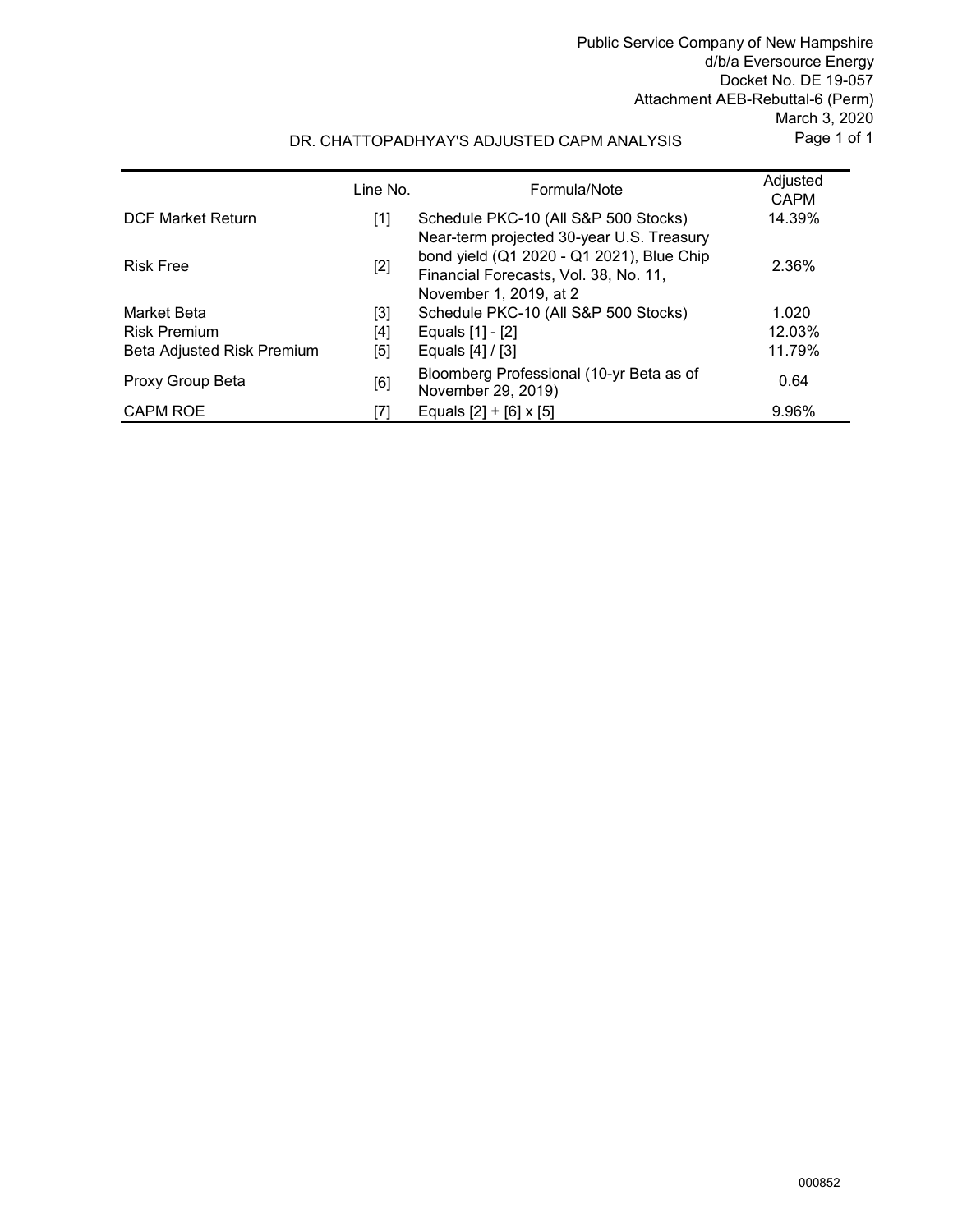Public Service Company of New Hampshire
d/b/a Eversource Energy
Docket No. DE 19-057
Attachment AEB-Rebuttal-6 (Perm)
March 3, 2020

# DR. CHATTOPADHYAY'S ADJUSTED CAPM ANALYSIS

| | Line No. | Formula/Note | Adjusted CAPM |
|---|---|---|---|
| DCF Market Return | [1] | Schedule PKC-10 (All S&P 500 Stocks) | 14.39% |
| Risk Free | [2] | Near-term projected 30-year U.S. Treasury bond yield (Q1 2020 - Q1 2021), Blue Chip Financial Forecasts, Vol. 38, No. 11, November 1, 2019, at 2 | 2.36% |
| Market Beta | [3] | Schedule PKC-10 (All S&P 500 Stocks) | 1.020 |
| Risk Premium | [4] | Equals [1] - [2] | 12.03% |
| Beta Adjusted Risk Premium | [5] | Equals [4] / [3] | 11.79% |
| Proxy Group Beta | [6] | Bloomberg Professional (10-yr Beta as of November 29, 2019) | 0.64 |
| CAPM ROE | [7] | Equals [2] + [6] x [5] | 9.96% |

000852